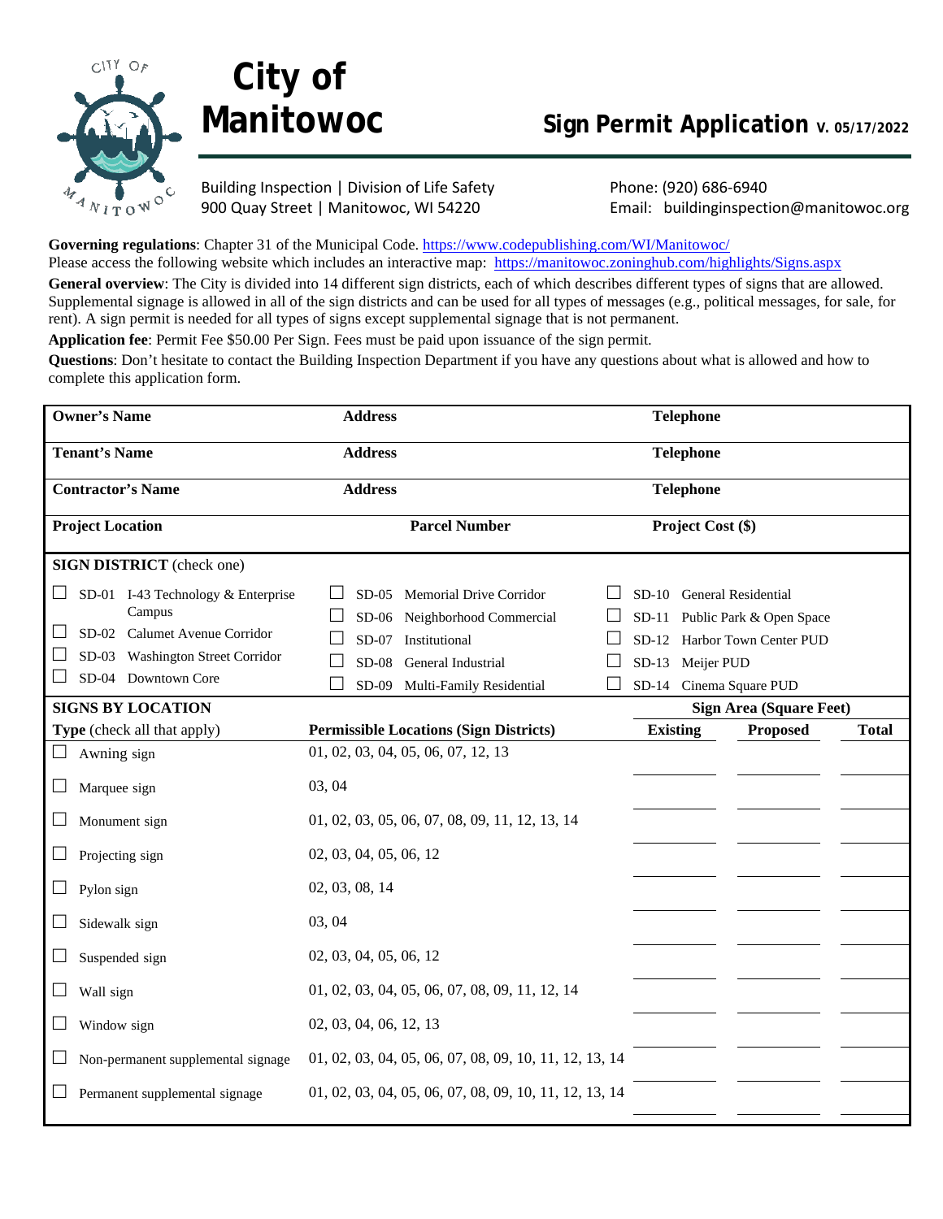# City of Manitowoc

## Sign Permit Application v. 05/17/2022

Building Inspection | Division of Life Safety
900 Quay Street | Manitowoc, WI 54220

Phone: (920) 686-6940
Email: buildinginspection@manitowoc.org

**Governing regulations**: Chapter 31 of the Municipal Code. https://www.codepublishing.com/WI/Manitowoc/
Please access the following website which includes an interactive map: https://manitowoc.zoninghub.com/highlights/Signs.aspx

**General overview**: The City is divided into 14 different sign districts, each of which describes different types of signs that are allowed. Supplemental signage is allowed in all of the sign districts and can be used for all types of messages (e.g., political messages, for sale, for rent). A sign permit is needed for all types of signs except supplemental signage that is not permanent.

**Application fee**: Permit Fee $50.00 Per Sign. Fees must be paid upon issuance of the sign permit.

**Questions**: Don't hesitate to contact the Building Inspection Department if you have any questions about what is allowed and how to complete this application form.

| **Owner's Name** | **Address** | **Telephone** |
|---|---|---|
| **Tenant's Name** | **Address** | **Telephone** |
| **Contractor's Name** | **Address** | **Telephone** |
| **Project Location** | **Parcel Number** | **Project Cost ($)** |

**SIGN DISTRICT** (check one)

- ☐ SD-01 I-43 Technology & Enterprise Campus
- ☐ SD-02 Calumet Avenue Corridor
- ☐ SD-03 Washington Street Corridor
- ☐ SD-04 Downtown Core
- ☐ SD-05 Memorial Drive Corridor
- ☐ SD-06 Neighborhood Commercial
- ☐ SD-07 Institutional
- ☐ SD-08 General Industrial
- ☐ SD-09 Multi-Family Residential
- ☐ SD-10 General Residential
- ☐ SD-11 Public Park & Open Space
- ☐ SD-12 Harbor Town Center PUD
- ☐ SD-13 Meijer PUD
- ☐ SD-14 Cinema Square PUD

**SIGNS BY LOCATION**

| **Type** (check all that apply) | **Permissible Locations (Sign Districts)** | **Sign Area (Square Feet)** Existing | Proposed | Total |
|---|---|---|---|---|
| ☐ Awning sign | 01, 02, 03, 04, 05, 06, 07, 12, 13 | | | |
| ☐ Marquee sign | 03, 04 | | | |
| ☐ Monument sign | 01, 02, 03, 05, 06, 07, 08, 09, 11, 12, 13, 14 | | | |
| ☐ Projecting sign | 02, 03, 04, 05, 06, 12 | | | |
| ☐ Pylon sign | 02, 03, 08, 14 | | | |
| ☐ Sidewalk sign | 03, 04 | | | |
| ☐ Suspended sign | 02, 03, 04, 05, 06, 12 | | | |
| ☐ Wall sign | 01, 02, 03, 04, 05, 06, 07, 08, 09, 11, 12, 14 | | | |
| ☐ Window sign | 02, 03, 04, 06, 12, 13 | | | |
| ☐ Non-permanent supplemental signage | 01, 02, 03, 04, 05, 06, 07, 08, 09, 10, 11, 12, 13, 14 | | | |
| ☐ Permanent supplemental signage | 01, 02, 03, 04, 05, 06, 07, 08, 09, 10, 11, 12, 13, 14 | | | |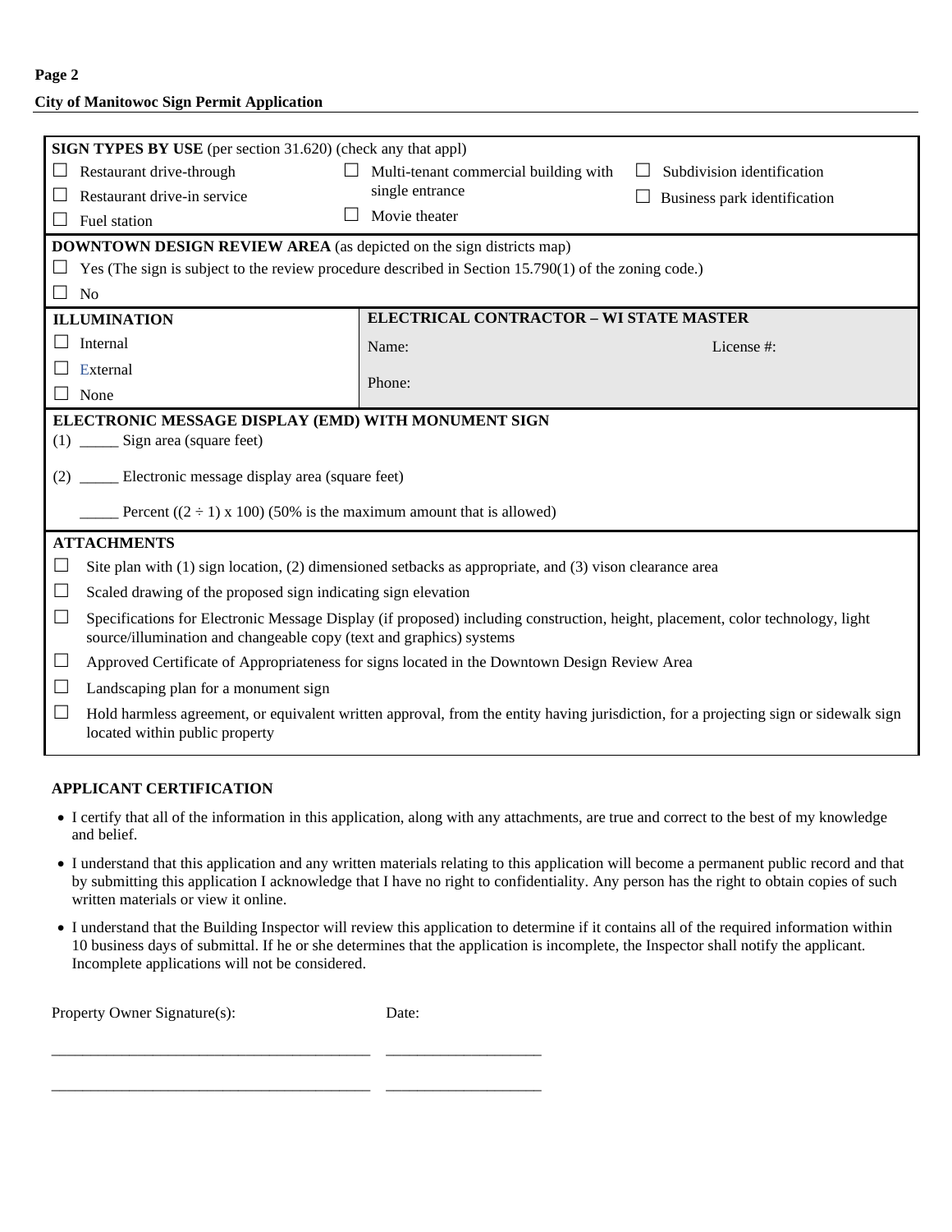**SIGN TYPES BY USE** (per section 31.620) (check any that appl)

- ☐ Restaurant drive-through
- ☐ Restaurant drive-in service
- ☐ Fuel station
- ☐ Multi-tenant commercial building with single entrance
- ☐ Movie theater
- ☐ Subdivision identification
- ☐ Business park identification

**DOWNTOWN DESIGN REVIEW AREA** (as depicted on the sign districts map)

- ☐ Yes (The sign is subject to the review procedure described in Section 15.790(1) of the zoning code.)
- ☐ No

| **ILLUMINATION** | **ELECTRICAL CONTRACTOR – WI STATE MASTER** | |
|---|---|---|
| ☐ Internal | Name: | License #: |
| ☐ External | Phone: | |
| ☐ None | | |

**ELECTRONIC MESSAGE DISPLAY (EMD) WITH MONUMENT SIGN**

(1) _____ Sign area (square feet)

(2) _____ Electronic message display area (square feet)

_____ Percent ((2 ÷ 1) x 100) (50% is the maximum amount that is allowed)

**ATTACHMENTS**

- ☐ Site plan with (1) sign location, (2) dimensioned setbacks as appropriate, and (3) vison clearance area
- ☐ Scaled drawing of the proposed sign indicating sign elevation
- ☐ Specifications for Electronic Message Display (if proposed) including construction, height, placement, color technology, light source/illumination and changeable copy (text and graphics) systems
- ☐ Approved Certificate of Appropriateness for signs located in the Downtown Design Review Area
- ☐ Landscaping plan for a monument sign
- ☐ Hold harmless agreement, or equivalent written approval, from the entity having jurisdiction, for a projecting sign or sidewalk sign located within public property

**APPLICANT CERTIFICATION**

- I certify that all of the information in this application, along with any attachments, are true and correct to the best of my knowledge and belief.
- I understand that this application and any written materials relating to this application will become a permanent public record and that by submitting this application I acknowledge that I have no right to confidentiality. Any person has the right to obtain copies of such written materials or view it online.
- I understand that the Building Inspector will review this application to determine if it contains all of the required information within 10 business days of submittal. If he or she determines that the application is incomplete, the Inspector shall notify the applicant. Incomplete applications will not be considered.

Property Owner Signature(s): Date:

_________________________________________ ____________________

_________________________________________ ____________________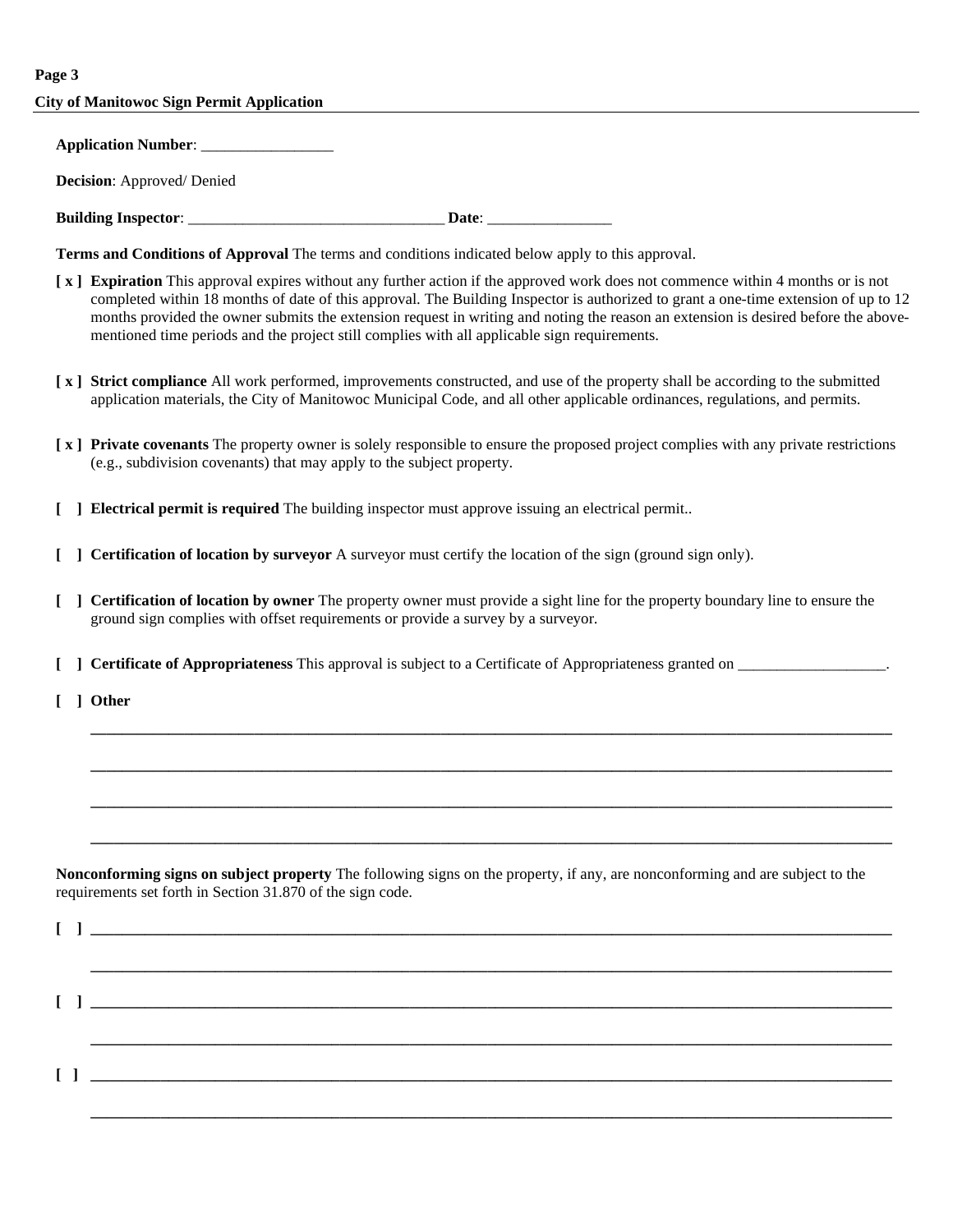**Application Number**: _________________

**Decision**: Approved/ Denied

**Building Inspector**: _________________________________ **Date**: ________________

**Terms and Conditions of Approval** The terms and conditions indicated below apply to this approval.

**[ x ] Expiration** This approval expires without any further action if the approved work does not commence within 4 months or is not completed within 18 months of date of this approval. The Building Inspector is authorized to grant a one-time extension of up to 12 months provided the owner submits the extension request in writing and noting the reason an extension is desired before the above-mentioned time periods and the project still complies with all applicable sign requirements.

**[ x ] Strict compliance** All work performed, improvements constructed, and use of the property shall be according to the submitted application materials, the City of Manitowoc Municipal Code, and all other applicable ordinances, regulations, and permits.

**[ x ] Private covenants** The property owner is solely responsible to ensure the proposed project complies with any private restrictions (e.g., subdivision covenants) that may apply to the subject property.

**[ ] Electrical permit is required** The building inspector must approve issuing an electrical permit..

**[ ] Certification of location by surveyor** A surveyor must certify the location of the sign (ground sign only).

**[ ] Certification of location by owner** The property owner must provide a sight line for the property boundary line to ensure the ground sign complies with offset requirements or provide a survey by a surveyor.

**[ ] Certificate of Appropriateness** This approval is subject to a Certificate of Appropriateness granted on ___________________.

**[ ] Other**

______________________________________________________________________________

______________________________________________________________________________

______________________________________________________________________________

______________________________________________________________________________

**Nonconforming signs on subject property** The following signs on the property, if any, are nonconforming and are subject to the requirements set forth in Section 31.870 of the sign code.

**[ ]** ______________________________________________________________________________

______________________________________________________________________________

**[ ]** ______________________________________________________________________________

______________________________________________________________________________

**[ ]** ______________________________________________________________________________

______________________________________________________________________________